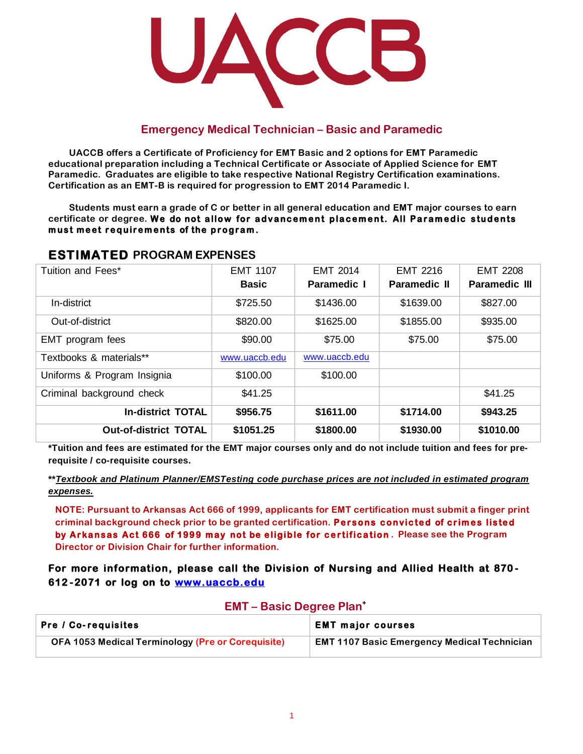# UACCB

## Emergency Medical Technician – Basic and Paramedic

UACCB offers a Certificate of Proficiency for EMT Basic and 2 options for EMT Paramedic educational preparation including a Technical Certificate or Associate of Applied Science for EMT Paramedic. Graduates are eligible to take respective National Registry Certification examinations. Certification as an EMT-B is required for progression to EMT 2014 Paramedic I.

Students must earn a grade of C or better in all general education and EMT major courses to earn certificate or degree. **We do not allow for advancement placement. All Paramedic students must meet requirements of the program.**

## ESTIMATED PROGRAM EXPENSES

| Tuition and Fees* | EMT 1107 **Basic** | EMT 2014 **Paramedic I** | EMT 2216 **Paramedic II** | EMT 2208 **Paramedic III** |
|---|---|---|---|---|
| In-district | $725.50 | $1436.00 | $1639.00 | $827.00 |
| Out-of-district | $820.00 | $1625.00 | $1855.00 | $935.00 |
| EMT program fees | $90.00 | $75.00 | $75.00 | $75.00 |
| Textbooks & materials** | www.uaccb.edu | www.uaccb.edu | | |
| Uniforms & Program Insignia | $100.00 | $100.00 | | |
| Criminal background check | $41.25 | | | $41.25 |
| **In-district TOTAL** | **$956.75** | **$1611.00** | **$1714.00** | **$943.25** |
| **Out-of-district TOTAL** | **$1051.25** | **$1800.00** | **$1930.00** | **$1010.00** |

***Tuition and fees are estimated for the EMT major courses only and do not include tuition and fees for pre-requisite / co-requisite courses.**

****_Textbook and Platinum Planner/EMSTesting code purchase prices are not included in estimated program expenses._**

**NOTE: Pursuant to Arkansas Act 666 of 1999, applicants for EMT certification must submit a finger print criminal background check prior to be granted certification. Persons convicted of crimes listed by Arkansas Act 666 of 1999 may not be eligible for certification. Please see the Program Director or Division Chair for further information.**

**For more information, please call the Division of Nursing and Allied Health at 870-612-2071 or log on to www.uaccb.edu**

## EMT – Basic Degree Plan[+]

| Pre / Co-requisites | EMT major courses |
|---|---|
| OFA 1053 Medical Terminology (Pre or Corequisite) | EMT 1107 Basic Emergency Medical Technician |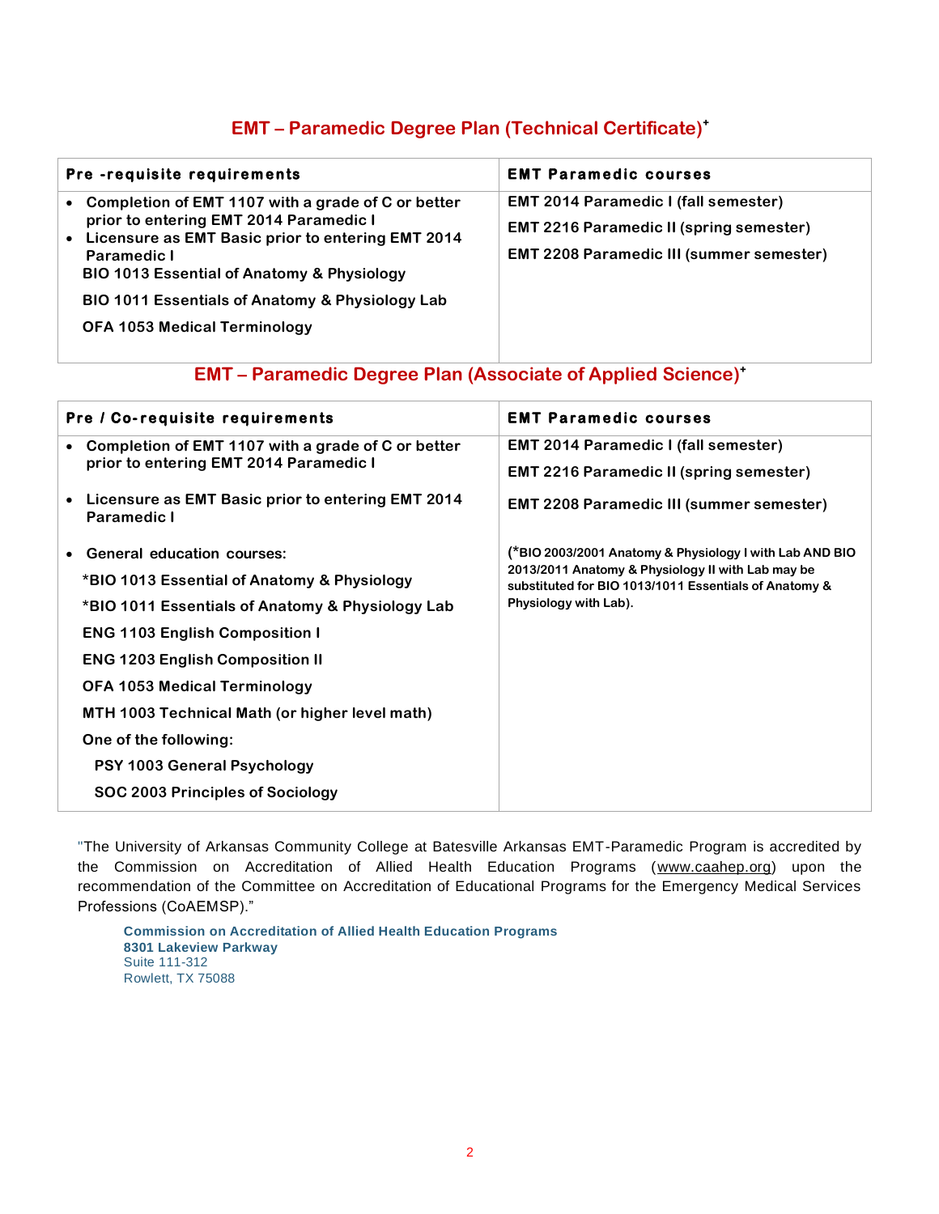## EMT – Paramedic Degree Plan (Technical Certificate)+

| Pre -requisite requirements | EMT Paramedic courses |
| --- | --- |
| • Completion of EMT 1107 with a grade of C or better prior to entering EMT 2014 Paramedic I<br>• Licensure as EMT Basic prior to entering EMT 2014 Paramedic I<br>BIO 1013 Essential of Anatomy & Physiology<br>BIO 1011 Essentials of Anatomy & Physiology Lab<br>OFA 1053 Medical Terminology | EMT 2014 Paramedic I (fall semester)<br>EMT 2216 Paramedic II (spring semester)<br>EMT 2208 Paramedic III (summer semester) |

## EMT – Paramedic Degree Plan (Associate of Applied Science)+

| Pre / Co-requisite requirements | EMT Paramedic courses |
| --- | --- |
| • Completion of EMT 1107 with a grade of C or better prior to entering EMT 2014 Paramedic I<br>• Licensure as EMT Basic prior to entering EMT 2014 Paramedic I<br>• General education courses:<br>*BIO 1013 Essential of Anatomy & Physiology<br>*BIO 1011 Essentials of Anatomy & Physiology Lab<br>ENG 1103 English Composition I<br>ENG 1203 English Composition II<br>OFA 1053 Medical Terminology<br>MTH 1003 Technical Math (or higher level math)<br>One of the following:<br>PSY 1003 General Psychology<br>SOC 2003 Principles of Sociology | EMT 2014 Paramedic I (fall semester)<br>EMT 2216 Paramedic II (spring semester)<br>EMT 2208 Paramedic III (summer semester)<br><br>(*BIO 2003/2001 Anatomy & Physiology I with Lab AND BIO 2013/2011 Anatomy & Physiology II with Lab may be substituted for BIO 1013/1011 Essentials of Anatomy & Physiology with Lab). |

+"The University of Arkansas Community College at Batesville Arkansas EMT-Paramedic Program is accredited by the Commission on Accreditation of Allied Health Education Programs (www.caahep.org) upon the recommendation of the Committee on Accreditation of Educational Programs for the Emergency Medical Services Professions (CoAEMSP)."

**Commission on Accreditation of Allied Health Education Programs**
**8301 Lakeview Parkway**
Suite 111-312
Rowlett, TX 75088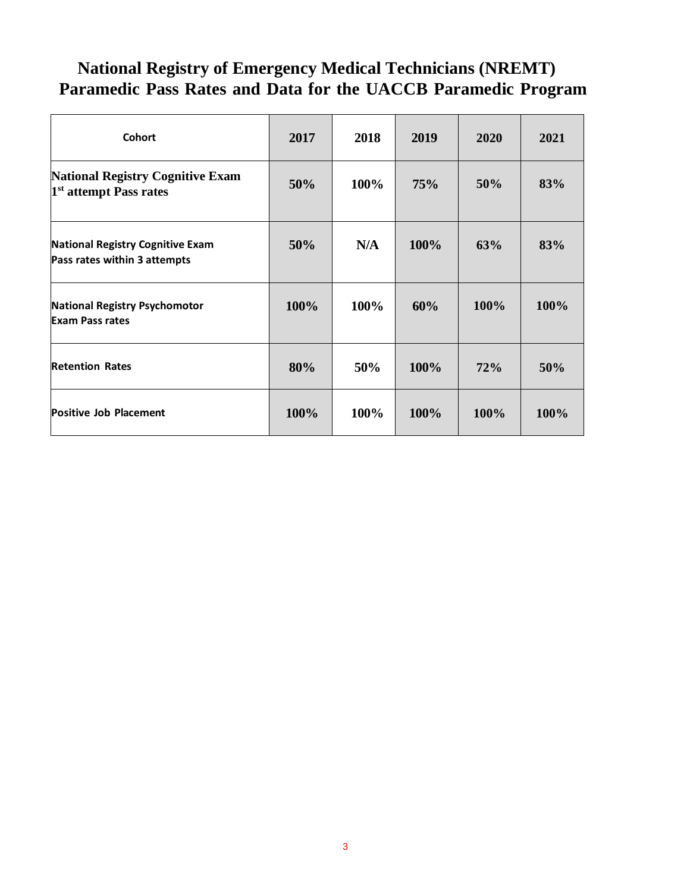# National Registry of Emergency Medical Technicians (NREMT) Paramedic Pass Rates and Data for the UACCB Paramedic Program

| Cohort | 2017 | 2018 | 2019 | 2020 | 2021 |
|---|---|---|---|---|---|
| **National Registry Cognitive Exam 1st attempt Pass rates** | **50%** | **100%** | **75%** | **50%** | **83%** |
| **National Registry Cognitive Exam Pass rates within 3 attempts** | **50%** | **N/A** | **100%** | **63%** | **83%** |
| **National Registry Psychomotor Exam Pass rates** | **100%** | **100%** | **60%** | **100%** | **100%** |
| **Retention Rates** | **80%** | **50%** | **100%** | **72%** | **50%** |
| **Positive Job Placement** | **100%** | **100%** | **100%** | **100%** | **100%** |